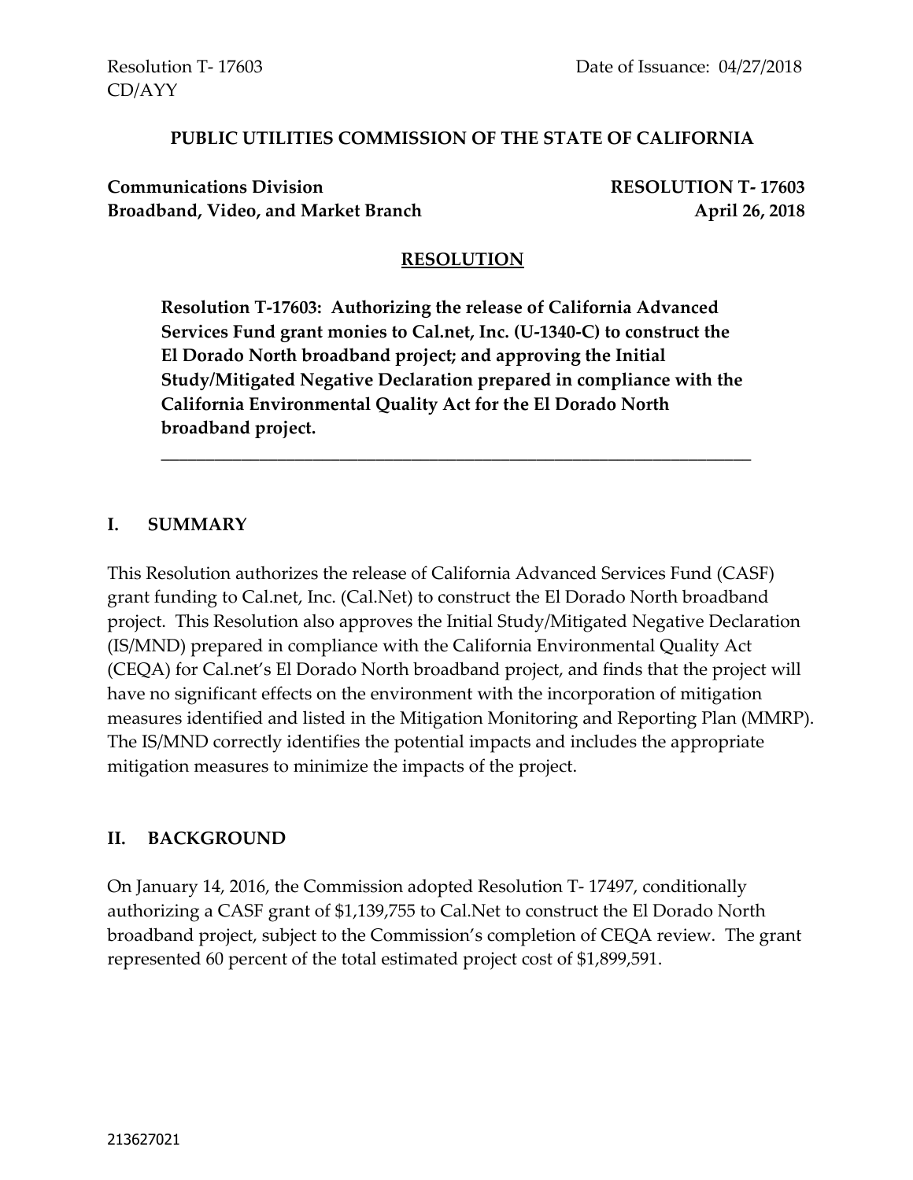Resolution T- 17603 Date of Issuance: 04/27/2018
CD/AYY

**PUBLIC UTILITIES COMMISSION OF THE STATE OF CALIFORNIA**

**Communications Division** **RESOLUTION T- 17603**
**Broadband, Video, and Market Branch** **April 26, 2018**

# RESOLUTION

**Resolution T-17603: Authorizing the release of California Advanced Services Fund grant monies to Cal.net, Inc. (U-1340-C) to construct the El Dorado North broadband project; and approving the Initial Study/Mitigated Negative Declaration prepared in compliance with the California Environmental Quality Act for the El Dorado North broadband project.**

---

## I. SUMMARY

This Resolution authorizes the release of California Advanced Services Fund (CASF) grant funding to Cal.net, Inc. (Cal.Net) to construct the El Dorado North broadband project. This Resolution also approves the Initial Study/Mitigated Negative Declaration (IS/MND) prepared in compliance with the California Environmental Quality Act (CEQA) for Cal.net's El Dorado North broadband project, and finds that the project will have no significant effects on the environment with the incorporation of mitigation measures identified and listed in the Mitigation Monitoring and Reporting Plan (MMRP). The IS/MND correctly identifies the potential impacts and includes the appropriate mitigation measures to minimize the impacts of the project.

## II. BACKGROUND

On January 14, 2016, the Commission adopted Resolution T- 17497, conditionally authorizing a CASF grant of $1,139,755 to Cal.Net to construct the El Dorado North broadband project, subject to the Commission's completion of CEQA review. The grant represented 60 percent of the total estimated project cost of $1,899,591.

213627021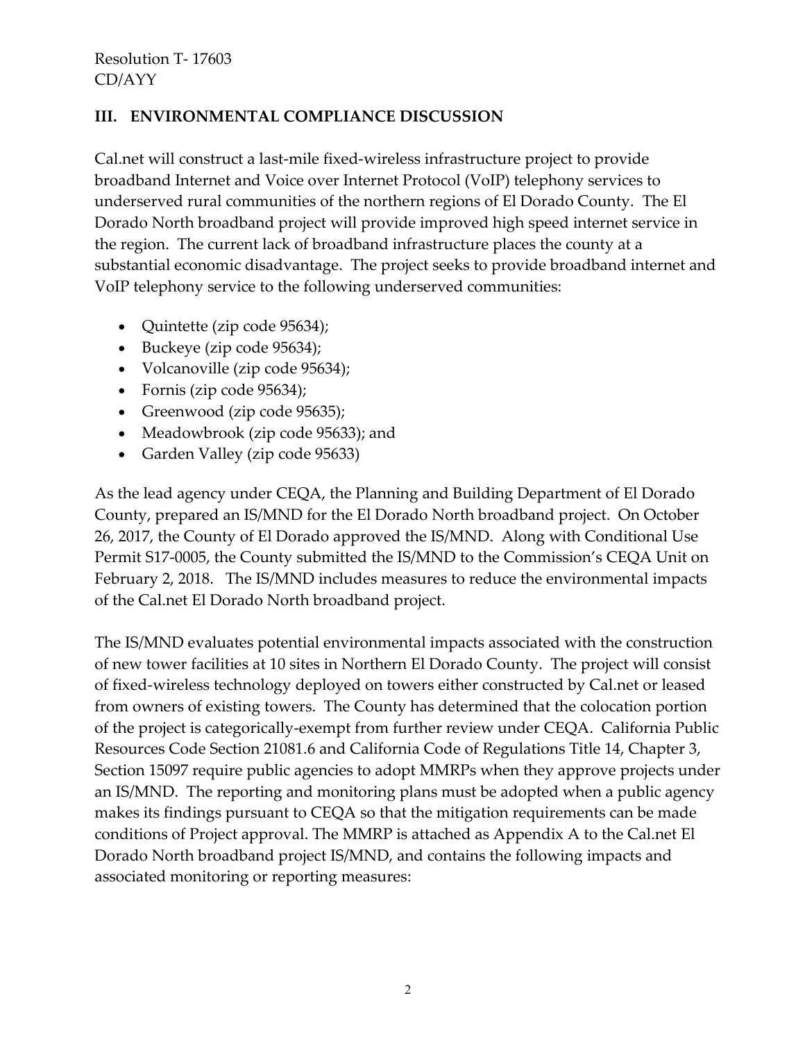## III. ENVIRONMENTAL COMPLIANCE DISCUSSION

Cal.net will construct a last-mile fixed-wireless infrastructure project to provide broadband Internet and Voice over Internet Protocol (VoIP) telephony services to underserved rural communities of the northern regions of El Dorado County. The El Dorado North broadband project will provide improved high speed internet service in the region. The current lack of broadband infrastructure places the county at a substantial economic disadvantage. The project seeks to provide broadband internet and VoIP telephony service to the following underserved communities:

- Quintette (zip code 95634);
- Buckeye (zip code 95634);
- Volcanoville (zip code 95634);
- Fornis (zip code 95634);
- Greenwood (zip code 95635);
- Meadowbrook (zip code 95633); and
- Garden Valley (zip code 95633)

As the lead agency under CEQA, the Planning and Building Department of El Dorado County, prepared an IS/MND for the El Dorado North broadband project. On October 26, 2017, the County of El Dorado approved the IS/MND. Along with Conditional Use Permit S17-0005, the County submitted the IS/MND to the Commission's CEQA Unit on February 2, 2018. The IS/MND includes measures to reduce the environmental impacts of the Cal.net El Dorado North broadband project.

The IS/MND evaluates potential environmental impacts associated with the construction of new tower facilities at 10 sites in Northern El Dorado County. The project will consist of fixed-wireless technology deployed on towers either constructed by Cal.net or leased from owners of existing towers. The County has determined that the colocation portion of the project is categorically-exempt from further review under CEQA. California Public Resources Code Section 21081.6 and California Code of Regulations Title 14, Chapter 3, Section 15097 require public agencies to adopt MMRPs when they approve projects under an IS/MND. The reporting and monitoring plans must be adopted when a public agency makes its findings pursuant to CEQA so that the mitigation requirements can be made conditions of Project approval. The MMRP is attached as Appendix A to the Cal.net El Dorado North broadband project IS/MND, and contains the following impacts and associated monitoring or reporting measures: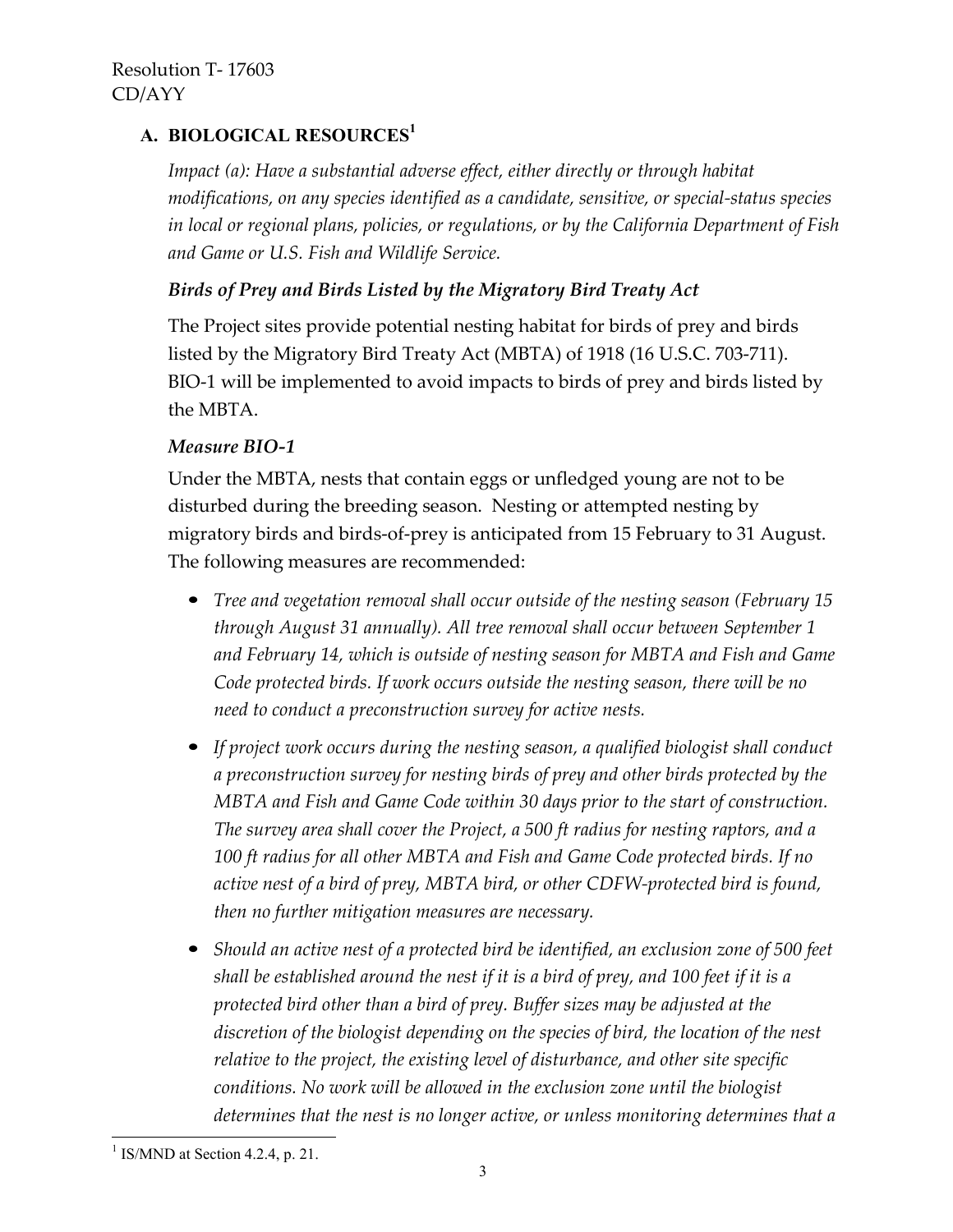## A. BIOLOGICAL RESOURCES[1]

*Impact (a): Have a substantial adverse effect, either directly or through habitat modifications, on any species identified as a candidate, sensitive, or special-status species in local or regional plans, policies, or regulations, or by the California Department of Fish and Game or U.S. Fish and Wildlife Service.*

### *Birds of Prey and Birds Listed by the Migratory Bird Treaty Act*

The Project sites provide potential nesting habitat for birds of prey and birds listed by the Migratory Bird Treaty Act (MBTA) of 1918 (16 U.S.C. 703-711). BIO-1 will be implemented to avoid impacts to birds of prey and birds listed by the MBTA.

### *Measure BIO-1*

Under the MBTA, nests that contain eggs or unfledged young are not to be disturbed during the breeding season. Nesting or attempted nesting by migratory birds and birds-of-prey is anticipated from 15 February to 31 August. The following measures are recommended:

- *Tree and vegetation removal shall occur outside of the nesting season (February 15 through August 31 annually). All tree removal shall occur between September 1 and February 14, which is outside of nesting season for MBTA and Fish and Game Code protected birds. If work occurs outside the nesting season, there will be no need to conduct a preconstruction survey for active nests.*
- *If project work occurs during the nesting season, a qualified biologist shall conduct a preconstruction survey for nesting birds of prey and other birds protected by the MBTA and Fish and Game Code within 30 days prior to the start of construction. The survey area shall cover the Project, a 500 ft radius for nesting raptors, and a 100 ft radius for all other MBTA and Fish and Game Code protected birds. If no active nest of a bird of prey, MBTA bird, or other CDFW-protected bird is found, then no further mitigation measures are necessary.*
- *Should an active nest of a protected bird be identified, an exclusion zone of 500 feet shall be established around the nest if it is a bird of prey, and 100 feet if it is a protected bird other than a bird of prey. Buffer sizes may be adjusted at the discretion of the biologist depending on the species of bird, the location of the nest relative to the project, the existing level of disturbance, and other site specific conditions. No work will be allowed in the exclusion zone until the biologist determines that the nest is no longer active, or unless monitoring determines that a*

[1] IS/MND at Section 4.2.4, p. 21.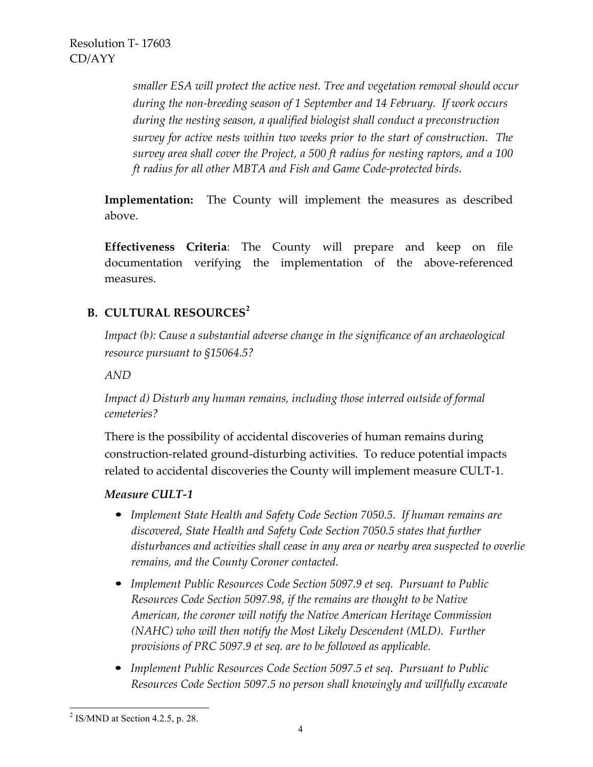*smaller ESA will protect the active nest. Tree and vegetation removal should occur during the non-breeding season of 1 September and 14 February. If work occurs during the nesting season, a qualified biologist shall conduct a preconstruction survey for active nests within two weeks prior to the start of construction. The survey area shall cover the Project, a 500 ft radius for nesting raptors, and a 100 ft radius for all other MBTA and Fish and Game Code-protected birds.*

**Implementation:** The County will implement the measures as described above.

**Effectiveness Criteria**: The County will prepare and keep on file documentation verifying the implementation of the above-referenced measures.

## B. CULTURAL RESOURCES[2]

*Impact (b): Cause a substantial adverse change in the significance of an archaeological resource pursuant to §15064.5?*

*AND*

*Impact d) Disturb any human remains, including those interred outside of formal cemeteries?*

There is the possibility of accidental discoveries of human remains during construction-related ground-disturbing activities. To reduce potential impacts related to accidental discoveries the County will implement measure CULT-1.

### *Measure CULT-1*

- *Implement State Health and Safety Code Section 7050.5. If human remains are discovered, State Health and Safety Code Section 7050.5 states that further disturbances and activities shall cease in any area or nearby area suspected to overlie remains, and the County Coroner contacted.*
- *Implement Public Resources Code Section 5097.9 et seq. Pursuant to Public Resources Code Section 5097.98, if the remains are thought to be Native American, the coroner will notify the Native American Heritage Commission (NAHC) who will then notify the Most Likely Descendent (MLD). Further provisions of PRC 5097.9 et seq. are to be followed as applicable.*
- *Implement Public Resources Code Section 5097.5 et seq. Pursuant to Public Resources Code Section 5097.5 no person shall knowingly and willfully excavate*

[2] IS/MND at Section 4.2.5, p. 28.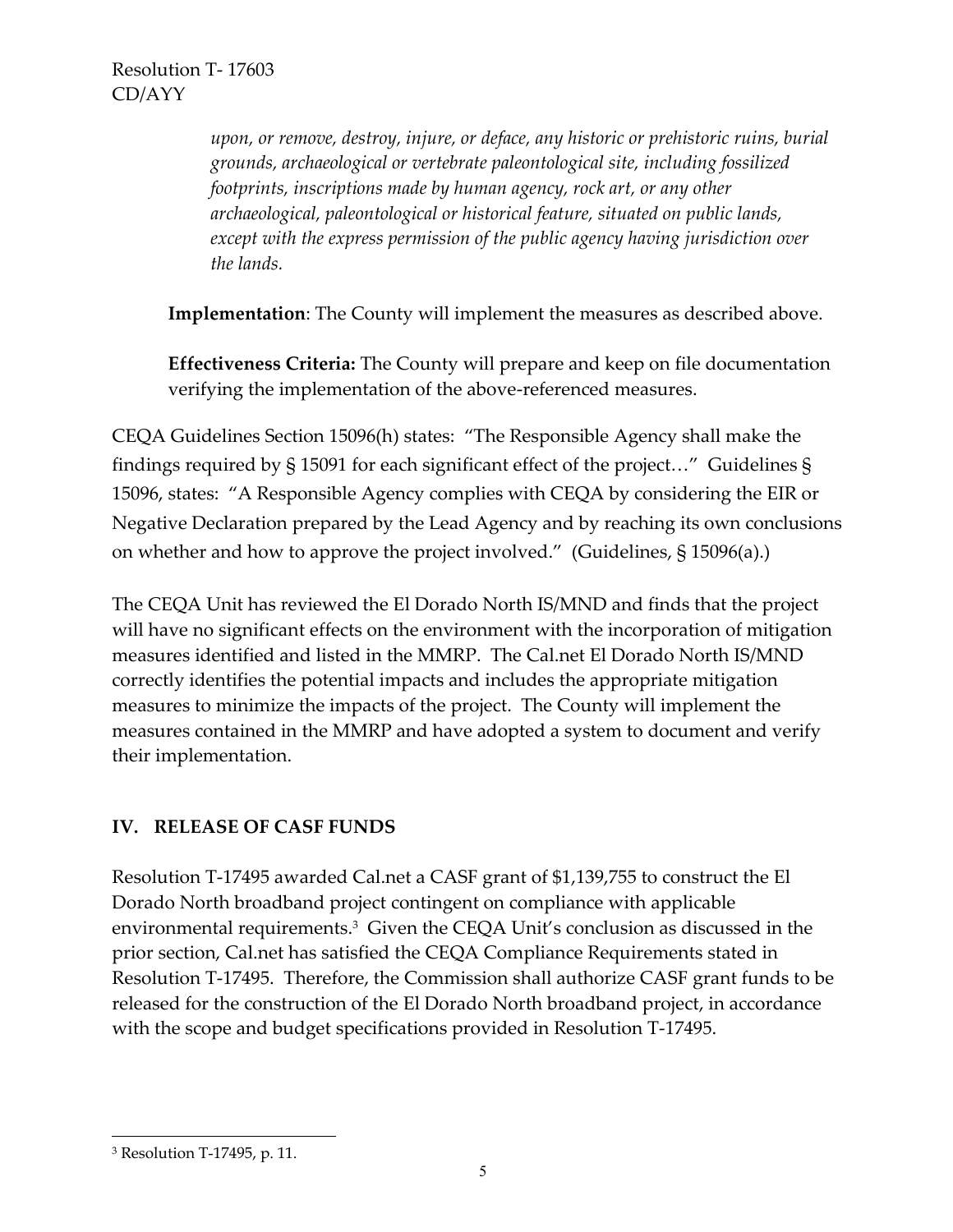*upon, or remove, destroy, injure, or deface, any historic or prehistoric ruins, burial grounds, archaeological or vertebrate paleontological site, including fossilized footprints, inscriptions made by human agency, rock art, or any other archaeological, paleontological or historical feature, situated on public lands, except with the express permission of the public agency having jurisdiction over the lands.*

**Implementation**: The County will implement the measures as described above.

**Effectiveness Criteria:** The County will prepare and keep on file documentation verifying the implementation of the above-referenced measures.

CEQA Guidelines Section 15096(h) states: "The Responsible Agency shall make the findings required by § 15091 for each significant effect of the project…" Guidelines § 15096, states: "A Responsible Agency complies with CEQA by considering the EIR or Negative Declaration prepared by the Lead Agency and by reaching its own conclusions on whether and how to approve the project involved." (Guidelines, § 15096(a).)

The CEQA Unit has reviewed the El Dorado North IS/MND and finds that the project will have no significant effects on the environment with the incorporation of mitigation measures identified and listed in the MMRP. The Cal.net El Dorado North IS/MND correctly identifies the potential impacts and includes the appropriate mitigation measures to minimize the impacts of the project. The County will implement the measures contained in the MMRP and have adopted a system to document and verify their implementation.

## IV. RELEASE OF CASF FUNDS

Resolution T-17495 awarded Cal.net a CASF grant of $1,139,755 to construct the El Dorado North broadband project contingent on compliance with applicable environmental requirements.[3] Given the CEQA Unit's conclusion as discussed in the prior section, Cal.net has satisfied the CEQA Compliance Requirements stated in Resolution T-17495. Therefore, the Commission shall authorize CASF grant funds to be released for the construction of the El Dorado North broadband project, in accordance with the scope and budget specifications provided in Resolution T-17495.

[3] Resolution T-17495, p. 11.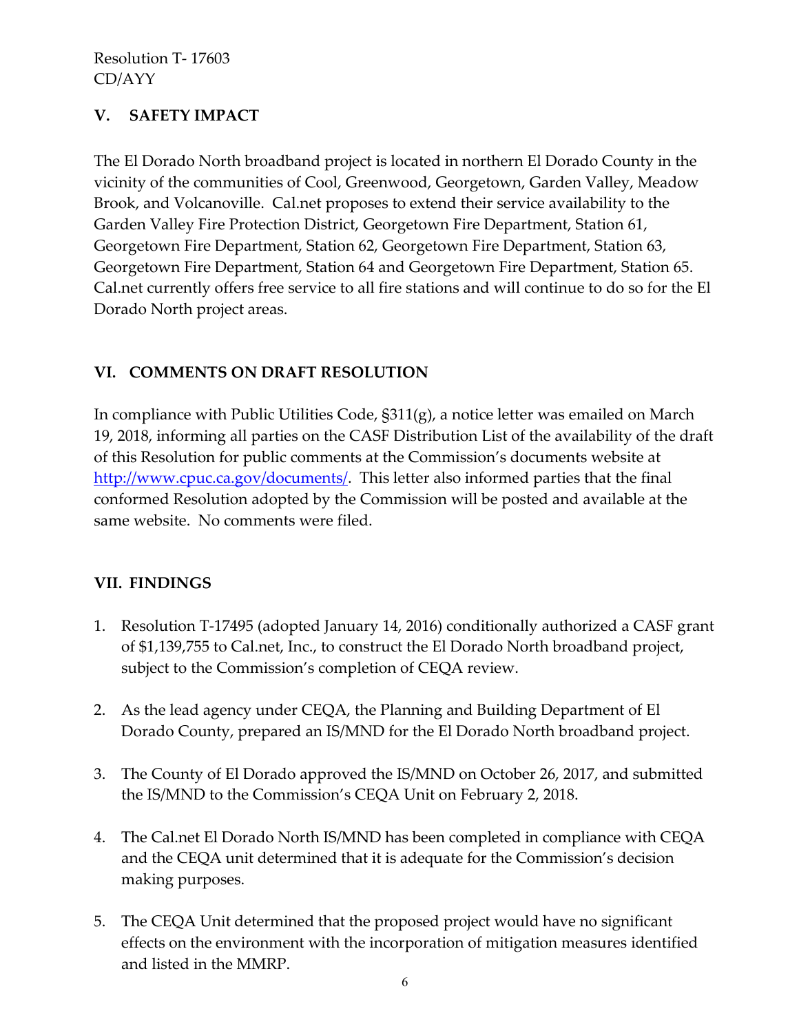## V. SAFETY IMPACT

The El Dorado North broadband project is located in northern El Dorado County in the vicinity of the communities of Cool, Greenwood, Georgetown, Garden Valley, Meadow Brook, and Volcanoville. Cal.net proposes to extend their service availability to the Garden Valley Fire Protection District, Georgetown Fire Department, Station 61, Georgetown Fire Department, Station 62, Georgetown Fire Department, Station 63, Georgetown Fire Department, Station 64 and Georgetown Fire Department, Station 65. Cal.net currently offers free service to all fire stations and will continue to do so for the El Dorado North project areas.

## VI. COMMENTS ON DRAFT RESOLUTION

In compliance with Public Utilities Code, §311(g), a notice letter was emailed on March 19, 2018, informing all parties on the CASF Distribution List of the availability of the draft of this Resolution for public comments at the Commission's documents website at http://www.cpuc.ca.gov/documents/. This letter also informed parties that the final conformed Resolution adopted by the Commission will be posted and available at the same website. No comments were filed.

## VII. FINDINGS

1. Resolution T-17495 (adopted January 14, 2016) conditionally authorized a CASF grant of $1,139,755 to Cal.net, Inc., to construct the El Dorado North broadband project, subject to the Commission's completion of CEQA review.

2. As the lead agency under CEQA, the Planning and Building Department of El Dorado County, prepared an IS/MND for the El Dorado North broadband project.

3. The County of El Dorado approved the IS/MND on October 26, 2017, and submitted the IS/MND to the Commission's CEQA Unit on February 2, 2018.

4. The Cal.net El Dorado North IS/MND has been completed in compliance with CEQA and the CEQA unit determined that it is adequate for the Commission's decision making purposes.

5. The CEQA Unit determined that the proposed project would have no significant effects on the environment with the incorporation of mitigation measures identified and listed in the MMRP.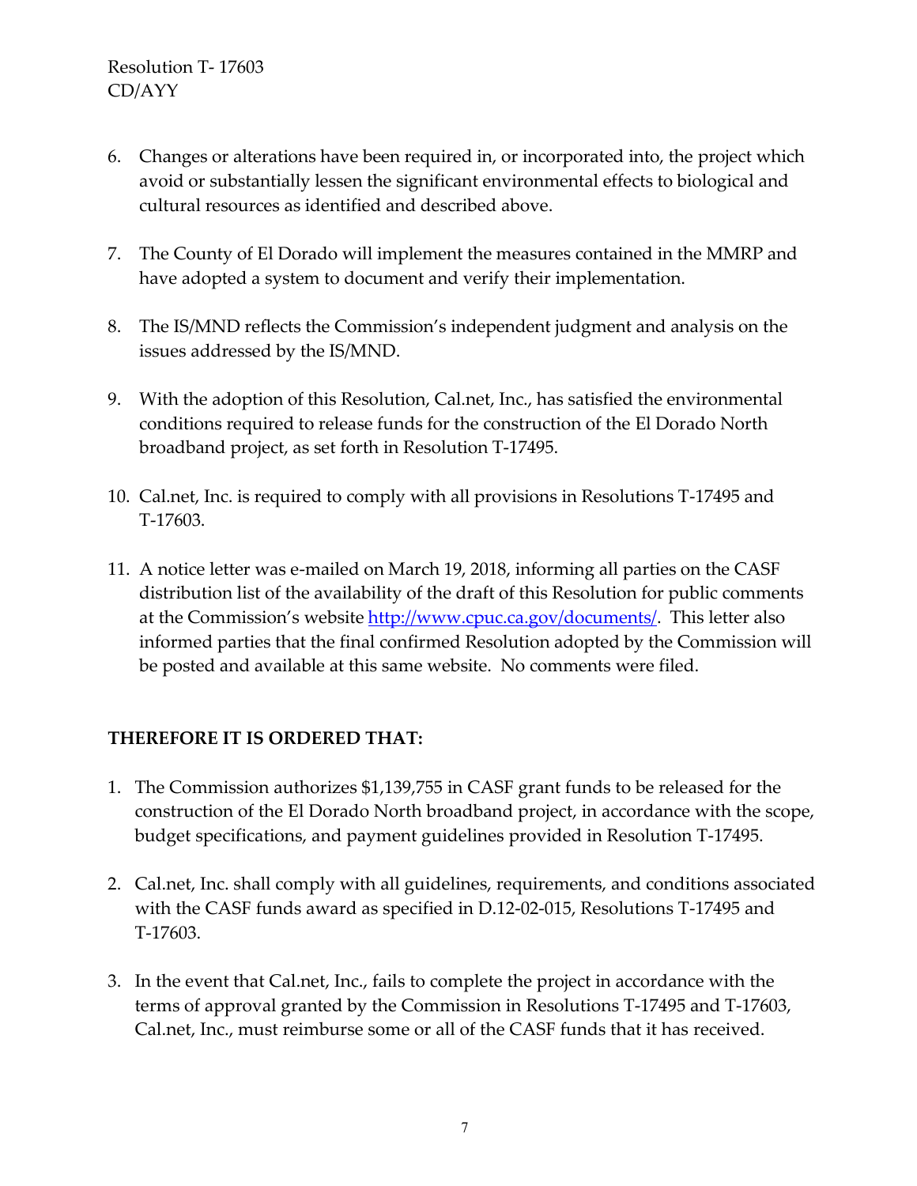6. Changes or alterations have been required in, or incorporated into, the project which avoid or substantially lessen the significant environmental effects to biological and cultural resources as identified and described above.

7. The County of El Dorado will implement the measures contained in the MMRP and have adopted a system to document and verify their implementation.

8. The IS/MND reflects the Commission's independent judgment and analysis on the issues addressed by the IS/MND.

9. With the adoption of this Resolution, Cal.net, Inc., has satisfied the environmental conditions required to release funds for the construction of the El Dorado North broadband project, as set forth in Resolution T-17495.

10. Cal.net, Inc. is required to comply with all provisions in Resolutions T-17495 and T-17603.

11. A notice letter was e-mailed on March 19, 2018, informing all parties on the CASF distribution list of the availability of the draft of this Resolution for public comments at the Commission's website [http://www.cpuc.ca.gov/documents/](http://www.cpuc.ca.gov/documents/). This letter also informed parties that the final confirmed Resolution adopted by the Commission will be posted and available at this same website. No comments were filed.

**THEREFORE IT IS ORDERED THAT:**

1. The Commission authorizes $1,139,755 in CASF grant funds to be released for the construction of the El Dorado North broadband project, in accordance with the scope, budget specifications, and payment guidelines provided in Resolution T-17495.

2. Cal.net, Inc. shall comply with all guidelines, requirements, and conditions associated with the CASF funds award as specified in D.12-02-015, Resolutions T-17495 and T-17603.

3. In the event that Cal.net, Inc., fails to complete the project in accordance with the terms of approval granted by the Commission in Resolutions T-17495 and T-17603, Cal.net, Inc., must reimburse some or all of the CASF funds that it has received.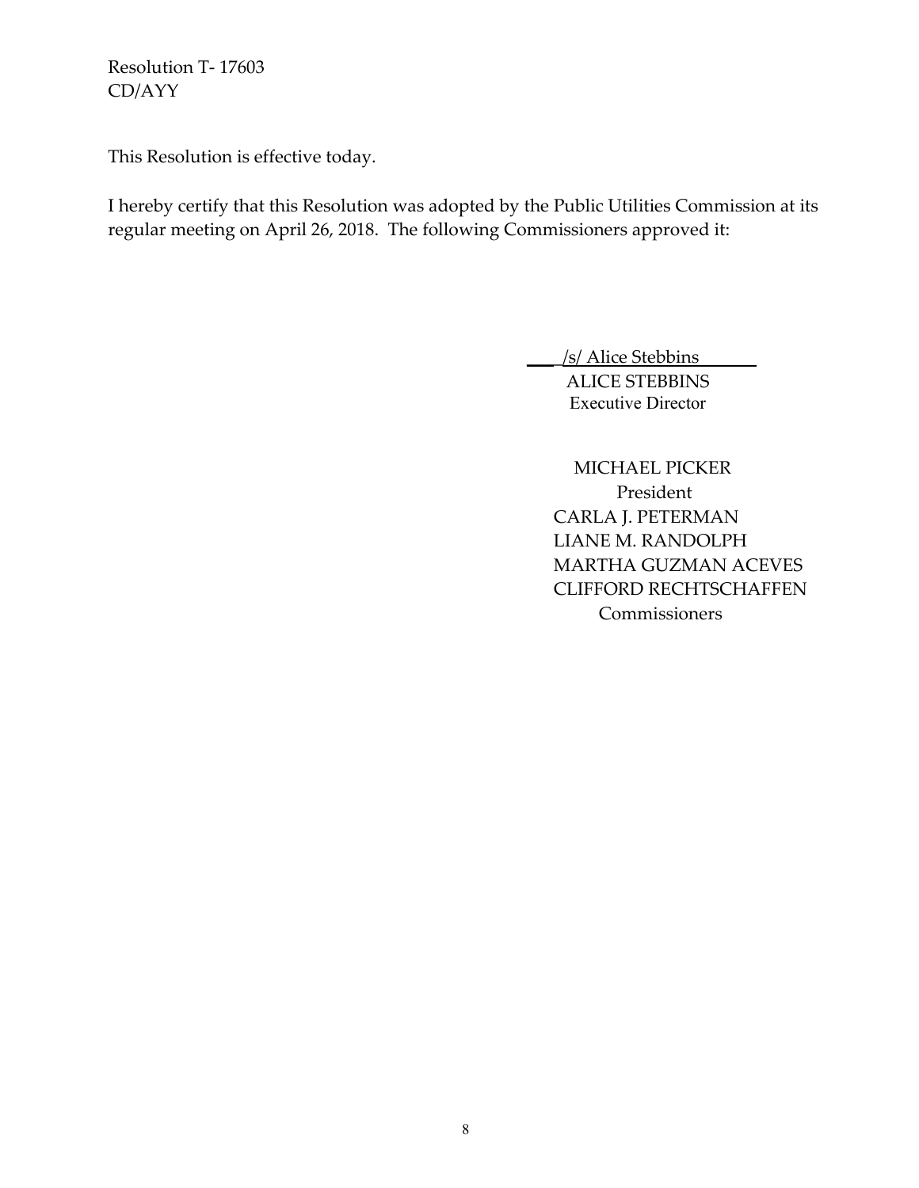This Resolution is effective today.

I hereby certify that this Resolution was adopted by the Public Utilities Commission at its regular meeting on April 26, 2018. The following Commissioners approved it:

/s/ Alice Stebbins
ALICE STEBBINS
Executive Director

MICHAEL PICKER
President
CARLA J. PETERMAN
LIANE M. RANDOLPH
MARTHA GUZMAN ACEVES
CLIFFORD RECHTSCHAFFEN
Commissioners